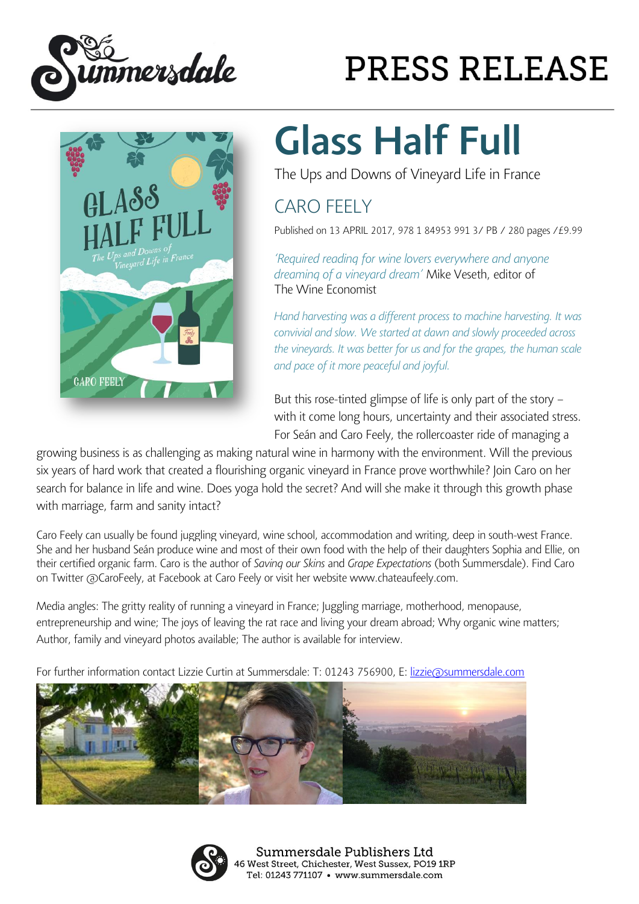# PRESS RELEASE

# Glass Half Full

The Ups and Downs of Vineyard Life in France

## CARO FEELY

Published on 13 APRIL 2017, 978 1 84953 991 3/ PB / 280 pages /£9.99

*'Required reading for wine lovers everywhere and anyone dreaming of a vineyard dream'* Mike Veseth, editor of The Wine Economist

*Hand harvesting was a different process to machine harvesting. It was convivial and slow. We started at dawn and slowly proceeded across the vineyards. It was better for us and for the grapes, the human scale and pace of it more peaceful and joyful.*

But this rose-tinted glimpse of life is only part of the story – with it come long hours, uncertainty and their associated stress. For Seán and Caro Feely, the rollercoaster ride of managing a growing business is as challenging as making natural wine in harmony with the environment. Will the previous six years of hard work that created a flourishing organic vineyard in France prove worthwhile? Join Caro on her search for balance in life and wine. Does yoga hold the secret? And will she make it through this growth phase with marriage, farm and sanity intact?

Caro Feely can usually be found juggling vineyard, wine school, accommodation and writing, deep in south-west France. She and her husband Seán produce wine and most of their own food with the help of their daughters Sophia and Ellie, on their certified organic farm. Caro is the author of *Saving our Skins* and *Grape Expectations* (both Summersdale). Find Caro on Twitter @CaroFeely, at Facebook at Caro Feely or visit her website www.chateaufeely.com.

Media angles: The gritty reality of running a vineyard in France; Juggling marriage, motherhood, menopause, entrepreneurship and wine; The joys of leaving the rat race and living your dream abroad; Why organic wine matters; Author, family and vineyard photos available; The author is available for interview.

For further information contact Lizzie Curtin at Summersdale: T: 01243 756900, E: lizzie@summersdale.com

Summersdale Publishers Ltd
46 West Street, Chichester, West Sussex, PO19 1RP
Tel: 01243 771107 • www.summersdale.com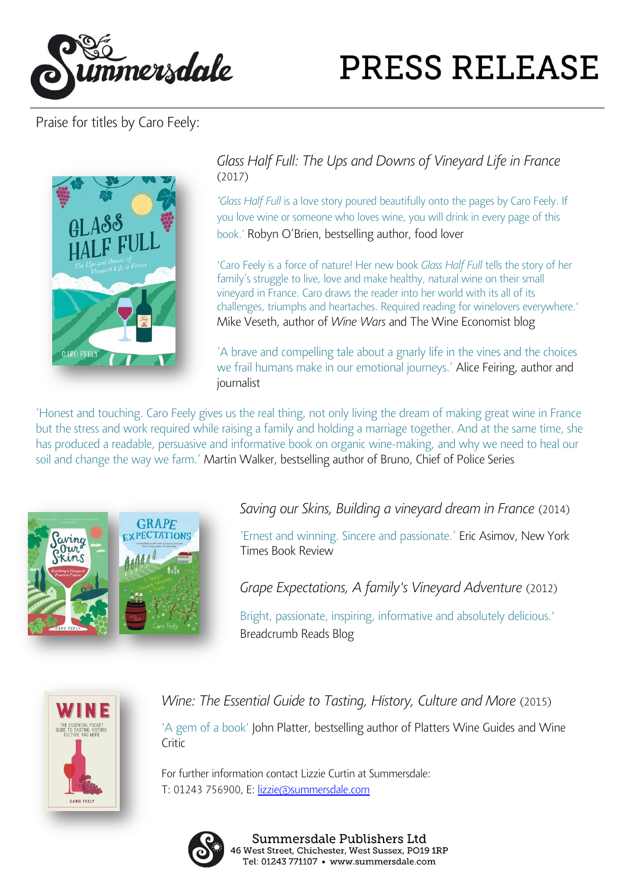# PRESS RELEASE

Praise for titles by Caro Feely:

*Glass Half Full: The Ups and Downs of Vineyard Life in France* (2017)

'*Glass Half Full* is a love story poured beautifully onto the pages by Caro Feely. If you love wine or someone who loves wine, you will drink in every page of this book.' Robyn O'Brien, bestselling author, food lover

'Caro Feely is a force of nature! Her new book *Glass Half Full* tells the story of her family's struggle to live, love and make healthy, natural wine on their small vineyard in France. Caro draws the reader into her world with its all of its challenges, triumphs and heartaches. Required reading for winelovers everywhere.' Mike Veseth, author of *Wine Wars* and The Wine Economist blog

'A brave and compelling tale about a gnarly life in the vines and the choices we frail humans make in our emotional journeys.' Alice Feiring, author and journalist

'Honest and touching. Caro Feely gives us the real thing, not only living the dream of making great wine in France but the stress and work required while raising a family and holding a marriage together. And at the same time, she has produced a readable, persuasive and informative book on organic wine-making, and why we need to heal our soil and change the way we farm.' Martin Walker, bestselling author of Bruno, Chief of Police Series

*Saving our Skins, Building a vineyard dream in France* (2014)

'Ernest and winning. Sincere and passionate.' Eric Asimov, New York Times Book Review

*Grape Expectations, A family's Vineyard Adventure* (2012)

Bright, passionate, inspiring, informative and absolutely delicious.' Breadcrumb Reads Blog

*Wine: The Essential Guide to Tasting, History, Culture and More* (2015)

'A gem of a book' John Platter, bestselling author of Platters Wine Guides and Wine Critic

For further information contact Lizzie Curtin at Summersdale:
T: 01243 756900, E: lizzie@summersdale.com

Summersdale Publishers Ltd
46 West Street, Chichester, West Sussex, PO19 1RP
Tel: 01243 771107 • www.summersdale.com